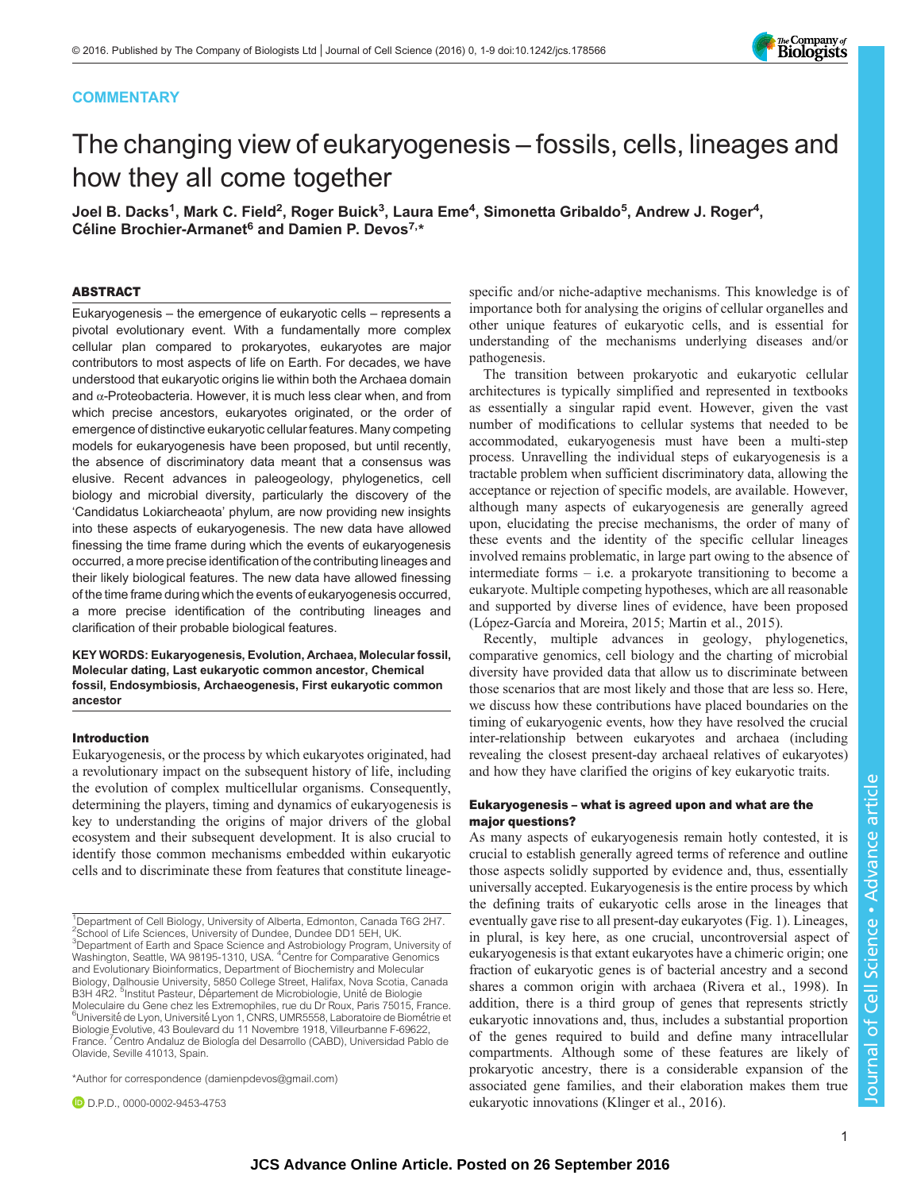COMMENTARY

# The changing view of eukaryogenesis – fossils, cells, lineages and how they all come together

**Joel B. Dacks[1], Mark C. Field[2], Roger Buick[3], Laura Eme[4], Simonetta Gribaldo[5], Andrew J. Roger[4], Céline Brochier-Armanet[6] and Damien P. Devos[7,*]**

## ABSTRACT

Eukaryogenesis – the emergence of eukaryotic cells – represents a pivotal evolutionary event. With a fundamentally more complex cellular plan compared to prokaryotes, eukaryotes are major contributors to most aspects of life on Earth. For decades, we have understood that eukaryotic origins lie within both the Archaea domain and α-Proteobacteria. However, it is much less clear when, and from which precise ancestors, eukaryotes originated, or the order of emergence of distinctive eukaryotic cellular features. Many competing models for eukaryogenesis have been proposed, but until recently, the absence of discriminatory data meant that a consensus was elusive. Recent advances in paleogeology, phylogenetics, cell biology and microbial diversity, particularly the discovery of the 'Candidatus Lokiarcheaota' phylum, are now providing new insights into these aspects of eukaryogenesis. The new data have allowed finessing the time frame during which the events of eukaryogenesis occurred, a more precise identification of the contributing lineages and their likely biological features. The new data have allowed finessing of the time frame during which the events of eukaryogenesis occurred, a more precise identification of the contributing lineages and clarification of their probable biological features.

**KEY WORDS: Eukaryogenesis, Evolution, Archaea, Molecular fossil, Molecular dating, Last eukaryotic common ancestor, Chemical fossil, Endosymbiosis, Archaeogenesis, First eukaryotic common ancestor**

## Introduction

Eukaryogenesis, or the process by which eukaryotes originated, had a revolutionary impact on the subsequent history of life, including the evolution of complex multicellular organisms. Consequently, determining the players, timing and dynamics of eukaryogenesis is key to understanding the origins of major drivers of the global ecosystem and their subsequent development. It is also crucial to identify those common mechanisms embedded within eukaryotic cells and to discriminate these from features that constitute lineage-specific and/or niche-adaptive mechanisms. This knowledge is of importance both for analysing the origins of cellular organelles and other unique features of eukaryotic cells, and is essential for understanding of the mechanisms underlying diseases and/or pathogenesis.

The transition between prokaryotic and eukaryotic cellular architectures is typically simplified and represented in textbooks as essentially a singular rapid event. However, given the vast number of modifications to cellular systems that needed to be accommodated, eukaryogenesis must have been a multi-step process. Unravelling the individual steps of eukaryogenesis is a tractable problem when sufficient discriminatory data, allowing the acceptance or rejection of specific models, are available. However, although many aspects of eukaryogenesis are generally agreed upon, elucidating the precise mechanisms, the order of many of these events and the identity of the specific cellular lineages involved remains problematic, in large part owing to the absence of intermediate forms – i.e. a prokaryote transitioning to become a eukaryote. Multiple competing hypotheses, which are all reasonable and supported by diverse lines of evidence, have been proposed (López-García and Moreira, 2015; Martin et al., 2015).

Recently, multiple advances in geology, phylogenetics, comparative genomics, cell biology and the charting of microbial diversity have provided data that allow us to discriminate between those scenarios that are most likely and those that are less so. Here, we discuss how these contributions have placed boundaries on the timing of eukaryogenic events, how they have resolved the crucial inter-relationship between eukaryotes and archaea (including revealing the closest present-day archaeal relatives of eukaryotes) and how they have clarified the origins of key eukaryotic traits.

## Eukaryogenesis – what is agreed upon and what are the major questions?

As many aspects of eukaryogenesis remain hotly contested, it is crucial to establish generally agreed terms of reference and outline those aspects solidly supported by evidence and, thus, essentially universally accepted. Eukaryogenesis is the entire process by which the defining traits of eukaryotic cells arose in the lineages that eventually gave rise to all present-day eukaryotes (Fig. 1). Lineages, in plural, is key here, as one crucial, uncontroversial aspect of eukaryogenesis is that extant eukaryotes have a chimeric origin; one fraction of eukaryotic genes is of bacterial ancestry and a second shares a common origin with archaea (Rivera et al., 1998). In addition, there is a third group of genes that represents strictly eukaryotic innovations and, thus, includes a substantial proportion of the genes required to build and define many intracellular compartments. Although some of these features are likely of prokaryotic ancestry, there is a considerable expansion of the associated gene families, and their elaboration makes them true eukaryotic innovations (Klinger et al., 2016).

[1]Department of Cell Biology, University of Alberta, Edmonton, Canada T6G 2H7. [2]School of Life Sciences, University of Dundee, Dundee DD1 5EH, UK. [3]Department of Earth and Space Science and Astrobiology Program, University of Washington, Seattle, WA 98195-1310, USA. [4]Centre for Comparative Genomics and Evolutionary Bioinformatics, Department of Biochemistry and Molecular Biology, Dalhousie University, 5850 College Street, Halifax, Nova Scotia, Canada B3H 4R2. [5]Institut Pasteur, Département de Microbiologie, Unité de Biologie Moleculaire du Gene chez les Extremophiles, rue du Dr Roux, Paris 75015, France. [6]Université de Lyon, Université Lyon 1, CNRS, UMR5558, Laboratoire de Biométrie et Biologie Evolutive, 43 Boulevard du 11 Novembre 1918, Villeurbanne F-69622, France. [7]Centro Andaluz de Biología del Desarrollo (CABD), Universidad Pablo de Olavide, Seville 41013, Spain.

*Author for correspondence (damienpdevos@gmail.com)

D.P.D., 0000-0002-9453-4753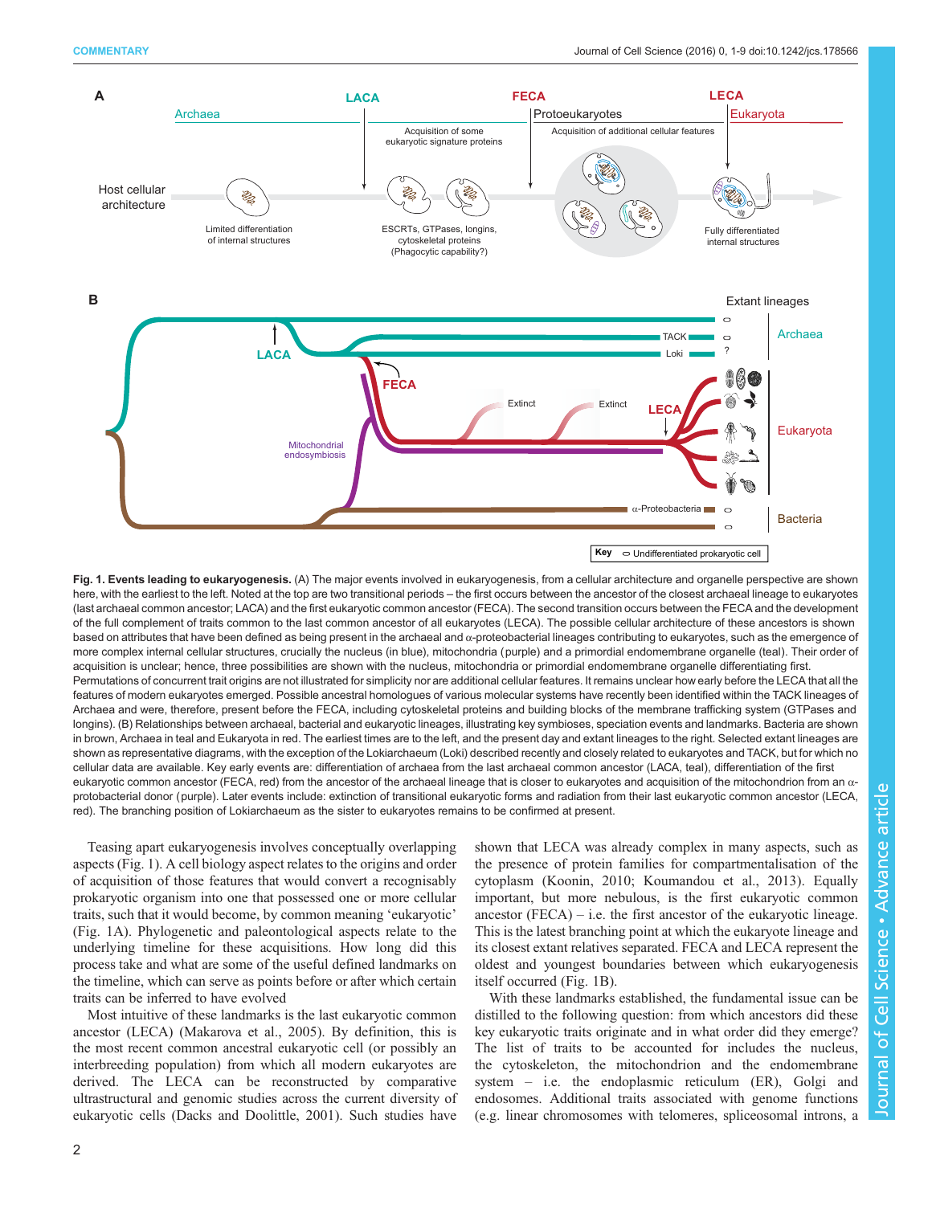Fig. 1. Events leading to eukaryogenesis. (A) The major events involved in eukaryogenesis, from a cellular architecture and organelle perspective are shown here, with the earliest to the left. Noted at the top are two transitional periods – the first occurs between the ancestor of the closest archaeal lineage to eukaryotes (last archaeal common ancestor; LACA) and the first eukaryotic common ancestor (FECA). The second transition occurs between the FECA and the development of the full complement of traits common to the last common ancestor of all eukaryotes (LECA). The possible cellular architecture of these ancestors is shown based on attributes that have been defined as being present in the archaeal and α-proteobacterial lineages contributing to eukaryotes, such as the emergence of more complex internal cellular structures, crucially the nucleus (in blue), mitochondria (purple) and a primordial endomembrane organelle (teal). Their order of acquisition is unclear; hence, three possibilities are shown with the nucleus, mitochondria or primordial endomembrane organelle differentiating first. Permutations of concurrent trait origins are not illustrated for simplicity nor are additional cellular features. It remains unclear how early before the LECA that all the features of modern eukaryotes emerged. Possible ancestral homologues of various molecular systems have recently been identified within the TACK lineages of Archaea and were, therefore, present before the FECA, including cytoskeletal proteins and building blocks of the membrane trafficking system (GTPases and longins). (B) Relationships between archaeal, bacterial and eukaryotic lineages, illustrating key symbioses, speciation events and landmarks. Bacteria are shown in brown, Archaea in teal and Eukaryota in red. The earliest times are to the left, and the present day and extant lineages to the right. Selected extant lineages are shown as representative diagrams, with the exception of the Lokiarchaeum (Loki) described recently and closely related to eukaryotes and TACK, but for which no cellular data are available. Key early events are: differentiation of archaea from the last archaeal common ancestor (LACA, teal), differentiation of the first eukaryotic common ancestor (FECA, red) from the ancestor of the archaeal lineage that is closer to eukaryotes and acquisition of the mitochondrion from an α-protobacterial donor (purple). Later events include: extinction of transitional eukaryotic forms and radiation from their last eukaryotic common ancestor (LECA, red). The branching position of Lokiarchaeum as the sister to eukaryotes remains to be confirmed at present.

Teasing apart eukaryogenesis involves conceptually overlapping aspects (Fig. 1). A cell biology aspect relates to the origins and order of acquisition of those features that would convert a recognisably prokaryotic organism into one that possessed one or more cellular traits, such that it would become, by common meaning 'eukaryotic' (Fig. 1A). Phylogenetic and paleontological aspects relate to the underlying timeline for these acquisitions. How long did this process take and what are some of the useful defined landmarks on the timeline, which can serve as points before or after which certain traits can be inferred to have evolved

Most intuitive of these landmarks is the last eukaryotic common ancestor (LECA) (Makarova et al., 2005). By definition, this is the most recent common ancestral eukaryotic cell (or possibly an interbreeding population) from which all modern eukaryotes are derived. The LECA can be reconstructed by comparative ultrastructural and genomic studies across the current diversity of eukaryotic cells (Dacks and Doolittle, 2001). Such studies have shown that LECA was already complex in many aspects, such as the presence of protein families for compartmentalisation of the cytoplasm (Koonin, 2010; Koumandou et al., 2013). Equally important, but more nebulous, is the first eukaryotic common ancestor (FECA) – i.e. the first ancestor of the eukaryotic lineage. This is the latest branching point at which the eukaryote lineage and its closest extant relatives separated. FECA and LECA represent the oldest and youngest boundaries between which eukaryogenesis itself occurred (Fig. 1B).

With these landmarks established, the fundamental issue can be distilled to the following question: from which ancestors did these key eukaryotic traits originate and in what order did they emerge? The list of traits to be accounted for includes the nucleus, the cytoskeleton, the mitochondrion and the endomembrane system – i.e. the endoplasmic reticulum (ER), Golgi and endosomes. Additional traits associated with genome functions (e.g. linear chromosomes with telomeres, spliceosomal introns, a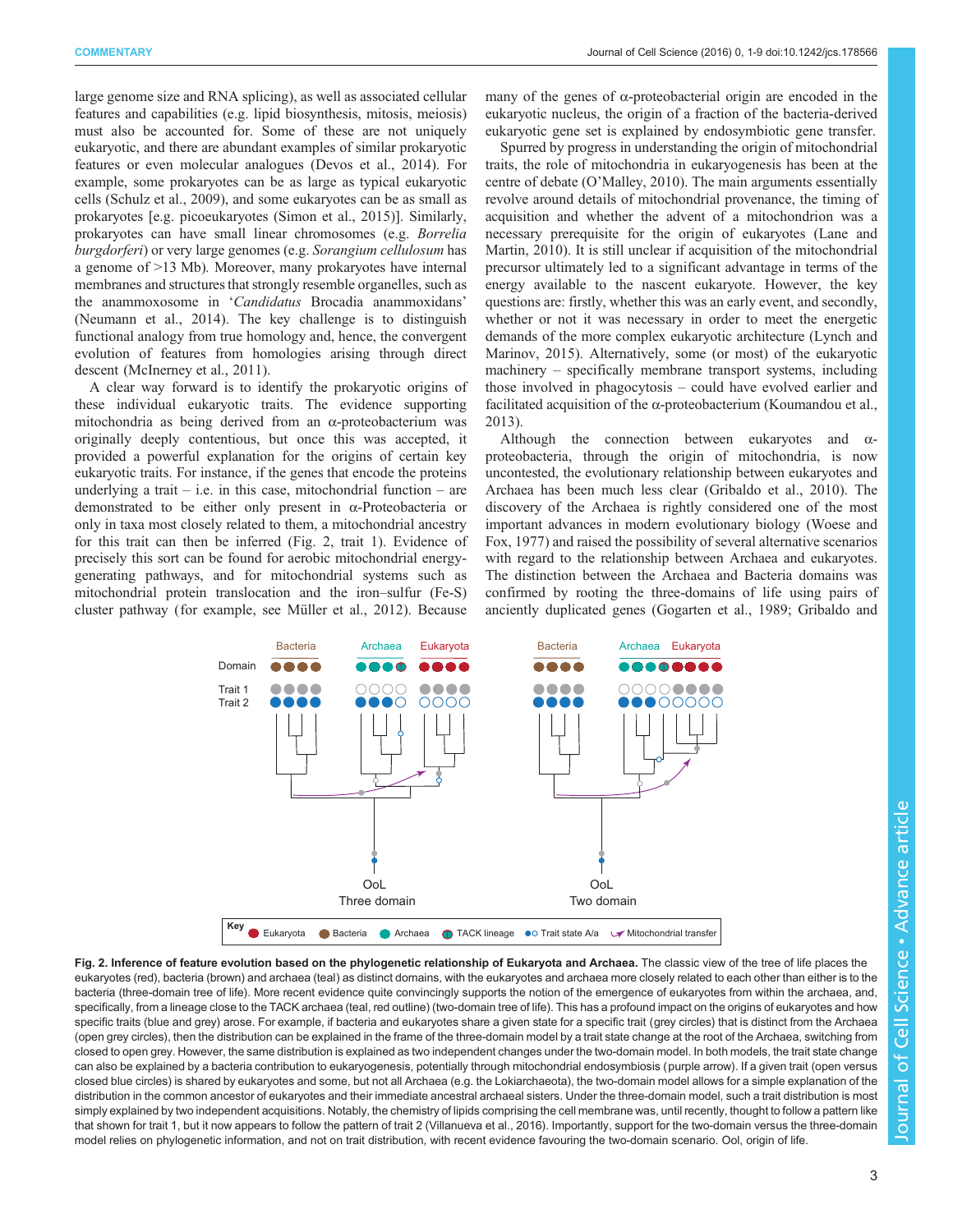large genome size and RNA splicing), as well as associated cellular features and capabilities (e.g. lipid biosynthesis, mitosis, meiosis) must also be accounted for. Some of these are not uniquely eukaryotic, and there are abundant examples of similar prokaryotic features or even molecular analogues (Devos et al., 2014). For example, some prokaryotes can be as large as typical eukaryotic cells (Schulz et al., 2009), and some eukaryotes can be as small as prokaryotes [e.g. picoeukaryotes (Simon et al., 2015)]. Similarly, prokaryotes can have small linear chromosomes (e.g. *Borrelia burgdorferi*) or very large genomes (e.g. *Sorangium cellulosum* has a genome of >13 Mb). Moreover, many prokaryotes have internal membranes and structures that strongly resemble organelles, such as the anammoxosome in '*Candidatus* Brocadia anammoxidans' (Neumann et al., 2014). The key challenge is to distinguish functional analogy from true homology and, hence, the convergent evolution of features from homologies arising through direct descent (McInerney et al., 2011).

A clear way forward is to identify the prokaryotic origins of these individual eukaryotic traits. The evidence supporting mitochondria as being derived from an α-proteobacterium was originally deeply contentious, but once this was accepted, it provided a powerful explanation for the origins of certain key eukaryotic traits. For instance, if the genes that encode the proteins underlying a trait – i.e. in this case, mitochondrial function – are demonstrated to be either only present in α-Proteobacteria or only in taxa most closely related to them, a mitochondrial ancestry for this trait can then be inferred (Fig. 2, trait 1). Evidence of precisely this sort can be found for aerobic mitochondrial energy-generating pathways, and for mitochondrial systems such as mitochondrial protein translocation and the iron–sulfur (Fe-S) cluster pathway (for example, see Müller et al., 2012). Because many of the genes of α-proteobacterial origin are encoded in the eukaryotic nucleus, the origin of a fraction of the bacteria-derived eukaryotic gene set is explained by endosymbiotic gene transfer.

Spurred by progress in understanding the origin of mitochondrial traits, the role of mitochondria in eukaryogenesis has been at the centre of debate (O'Malley, 2010). The main arguments essentially revolve around details of mitochondrial provenance, the timing of acquisition and whether the advent of a mitochondrion was a necessary prerequisite for the origin of eukaryotes (Lane and Martin, 2010). It is still unclear if acquisition of the mitochondrial precursor ultimately led to a significant advantage in terms of the energy available to the nascent eukaryote. However, the key questions are: firstly, whether this was an early event, and secondly, whether or not it was necessary in order to meet the energetic demands of the more complex eukaryotic architecture (Lynch and Marinov, 2015). Alternatively, some (or most) of the eukaryotic machinery – specifically membrane transport systems, including those involved in phagocytosis – could have evolved earlier and facilitated acquisition of the α-proteobacterium (Koumandou et al., 2013).

Although the connection between eukaryotes and α-proteobacteria, through the origin of mitochondria, is now uncontested, the evolutionary relationship between eukaryotes and Archaea has been much less clear (Gribaldo et al., 2010). The discovery of the Archaea is rightly considered one of the most important advances in modern evolutionary biology (Woese and Fox, 1977) and raised the possibility of several alternative scenarios with regard to the relationship between Archaea and eukaryotes. The distinction between the Archaea and Bacteria domains was confirmed by rooting the three-domains of life using pairs of anciently duplicated genes (Gogarten et al., 1989; Gribaldo and

**Fig. 2. Inference of feature evolution based on the phylogenetic relationship of Eukaryota and Archaea.** The classic view of the tree of life places the eukaryotes (red), bacteria (brown) and archaea (teal) as distinct domains, with the eukaryotes and archaea more closely related to each other than either is to the bacteria (three-domain tree of life). More recent evidence quite convincingly supports the notion of the emergence of eukaryotes from within the archaea, and, specifically, from a lineage close to the TACK archaea (teal, red outline) (two-domain tree of life). This has a profound impact on the origins of eukaryotes and how specific traits (blue and grey) arose. For example, if bacteria and eukaryotes share a given state for a specific trait (grey circles) that is distinct from the Archaea (open grey circles), then the distribution can be explained in the frame of the three-domain model by a trait state change at the root of the Archaea, switching from closed to open grey. However, the same distribution is explained as two independent changes under the two-domain model. In both models, the trait state change can also be explained by a bacteria contribution to eukaryogenesis, potentially through mitochondrial endosymbiosis (purple arrow). If a given trait (open versus closed blue circles) is shared by eukaryotes and some, but not all Archaea (e.g. the Lokiarchaeota), the two-domain model allows for a simple explanation of the distribution in the common ancestor of eukaryotes and their immediate ancestral archaeal sisters. Under the three-domain model, such a trait distribution is most simply explained by two independent acquisitions. Notably, the chemistry of lipids comprising the cell membrane was, until recently, thought to follow a pattern like that shown for trait 1, but it now appears to follow the pattern of trait 2 (Villanueva et al., 2016). Importantly, support for the two-domain versus the three-domain model relies on phylogenetic information, and not on trait distribution, with recent evidence favouring the two-domain scenario. Ool, origin of life.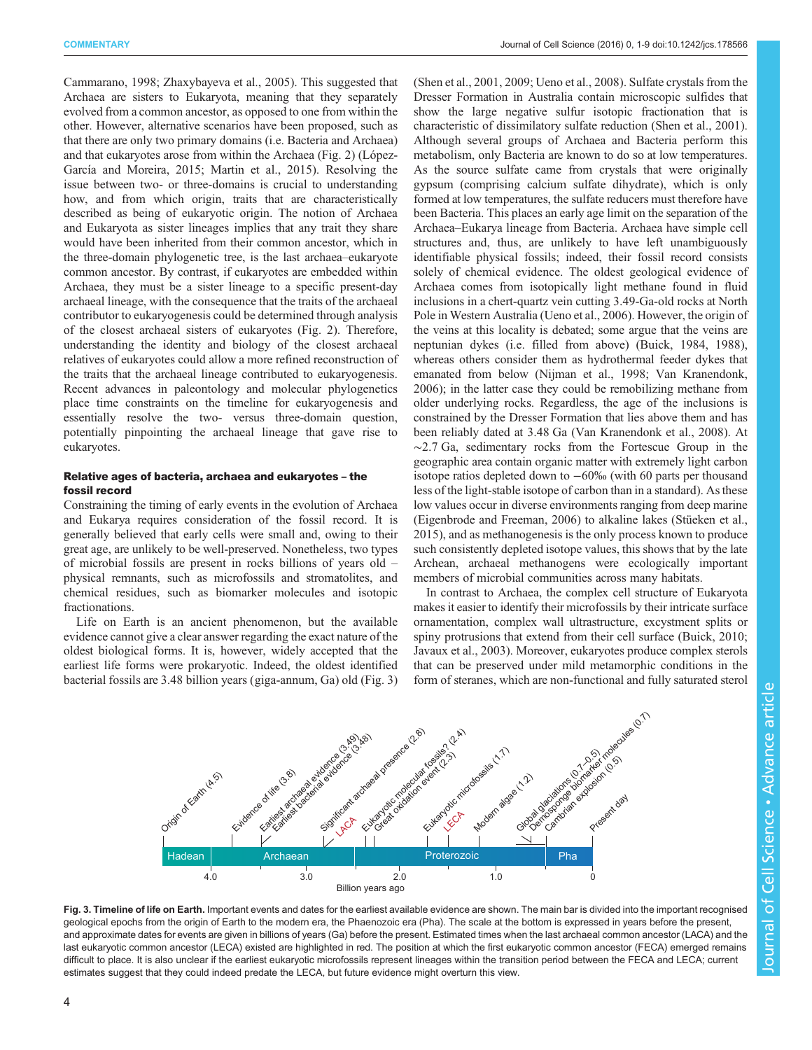Cammarano, 1998; Zhaxybayeva et al., 2005). This suggested that Archaea are sisters to Eukaryota, meaning that they separately evolved from a common ancestor, as opposed to one from within the other. However, alternative scenarios have been proposed, such as that there are only two primary domains (i.e. Bacteria and Archaea) and that eukaryotes arose from within the Archaea (Fig. 2) (López-García and Moreira, 2015; Martin et al., 2015). Resolving the issue between two- or three-domains is crucial to understanding how, and from which origin, traits that are characteristically described as being of eukaryotic origin. The notion of Archaea and Eukaryota as sister lineages implies that any trait they share would have been inherited from their common ancestor, which in the three-domain phylogenetic tree, is the last archaea–eukaryote common ancestor. By contrast, if eukaryotes are embedded within Archaea, they must be a sister lineage to a specific present-day archaeal lineage, with the consequence that the traits of the archaeal contributor to eukaryogenesis could be determined through analysis of the closest archaeal sisters of eukaryotes (Fig. 2). Therefore, understanding the identity and biology of the closest archaeal relatives of eukaryotes could allow a more refined reconstruction of the traits that the archaeal lineage contributed to eukaryogenesis. Recent advances in paleontology and molecular phylogenetics place time constraints on the timeline for eukaryogenesis and essentially resolve the two- versus three-domain question, potentially pinpointing the archaeal lineage that gave rise to eukaryotes.

## Relative ages of bacteria, archaea and eukaryotes – the fossil record

Constraining the timing of early events in the evolution of Archaea and Eukarya requires consideration of the fossil record. It is generally believed that early cells were small and, owing to their great age, are unlikely to be well-preserved. Nonetheless, two types of microbial fossils are present in rocks billions of years old – physical remnants, such as microfossils and stromatolites, and chemical residues, such as biomarker molecules and isotopic fractionations.

Life on Earth is an ancient phenomenon, but the available evidence cannot give a clear answer regarding the exact nature of the oldest biological forms. It is, however, widely accepted that the earliest life forms were prokaryotic. Indeed, the oldest identified bacterial fossils are 3.48 billion years (giga-annum, Ga) old (Fig. 3) (Shen et al., 2001, 2009; Ueno et al., 2008). Sulfate crystals from the Dresser Formation in Australia contain microscopic sulfides that show the large negative sulfur isotopic fractionation that is characteristic of dissimilatory sulfate reduction (Shen et al., 2001). Although several groups of Archaea and Bacteria perform this metabolism, only Bacteria are known to do so at low temperatures. As the source sulfate came from crystals that were originally gypsum (comprising calcium sulfate dihydrate), which is only formed at low temperatures, the sulfate reducers must therefore have been Bacteria. This places an early age limit on the separation of the Archaea–Eukarya lineage from Bacteria. Archaea have simple cell structures and, thus, are unlikely to have left unambiguously identifiable physical fossils; indeed, their fossil record consists solely of chemical evidence. The oldest geological evidence of Archaea comes from isotopically light methane found in fluid inclusions in a chert-quartz vein cutting 3.49-Ga-old rocks at North Pole in Western Australia (Ueno et al., 2006). However, the origin of the veins at this locality is debated; some argue that the veins are neptunian dykes (i.e. filled from above) (Buick, 1984, 1988), whereas others consider them as hydrothermal feeder dykes that emanated from below (Nijman et al., 1998; Van Kranendonk, 2006); in the latter case they could be remobilizing methane from older underlying rocks. Regardless, the age of the inclusions is constrained by the Dresser Formation that lies above them and has been reliably dated at 3.48 Ga (Van Kranendonk et al., 2008). At ~2.7 Ga, sedimentary rocks from the Fortescue Group in the geographic area contain organic matter with extremely light carbon isotope ratios depleted down to −60‰ (with 60 parts per thousand less of the light-stable isotope of carbon than in a standard). As these low values occur in diverse environments ranging from deep marine (Eigenbrode and Freeman, 2006) to alkaline lakes (Stüeken et al., 2015), and as methanogenesis is the only process known to produce such consistently depleted isotope values, this shows that by the late Archean, archaeal methanogens were ecologically important members of microbial communities across many habitats.

In contrast to Archaea, the complex cell structure of Eukaryota makes it easier to identify their microfossils by their intricate surface ornamentation, complex wall ultrastructure, excystment splits or spiny protrusions that extend from their cell surface (Buick, 2010; Javaux et al., 2003). Moreover, eukaryotes produce complex sterols that can be preserved under mild metamorphic conditions in the form of steranes, which are non-functional and fully saturated sterol

**Fig. 3. Timeline of life on Earth.** Important events and dates for the earliest available evidence are shown. The main bar is divided into the important recognised geological epochs from the origin of Earth to the modern era, the Phanerozoic era (Pha). The scale at the bottom is expressed in years before the present, and approximate dates for events are given in billions of years (Ga) before the present. Estimated times when the last archaeal common ancestor (LACA) and the last eukaryotic common ancestor (LECA) existed are highlighted in red. The position at which the first eukaryotic common ancestor (FECA) emerged remains difficult to place. It is also unclear if the earliest eukaryotic microfossils represent lineages within the transition period between the FECA and LECA; current estimates suggest that they could indeed predate the LECA, but future evidence might overturn this view.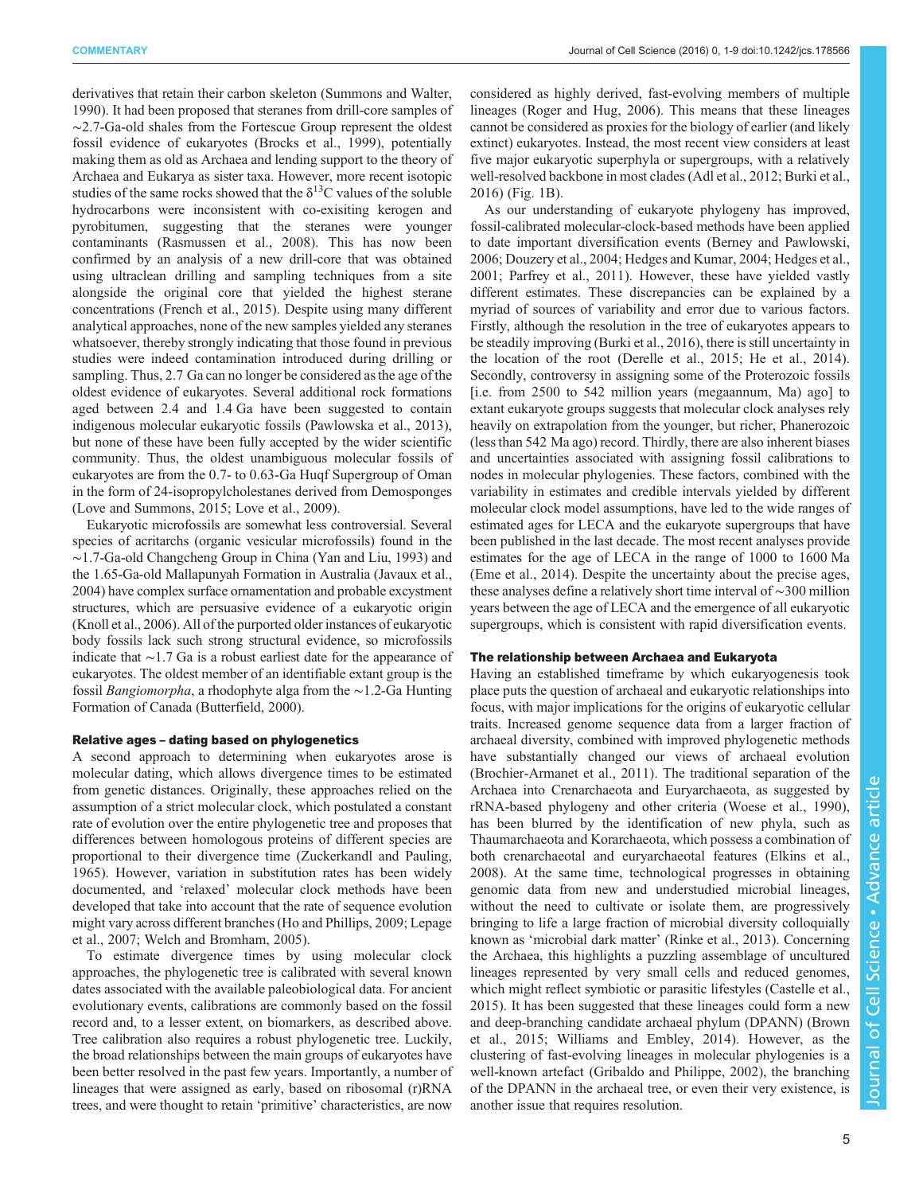derivatives that retain their carbon skeleton (Summons and Walter, 1990). It had been proposed that steranes from drill-core samples of ∼2.7-Ga-old shales from the Fortescue Group represent the oldest fossil evidence of eukaryotes (Brocks et al., 1999), potentially making them as old as Archaea and lending support to the theory of Archaea and Eukarya as sister taxa. However, more recent isotopic studies of the same rocks showed that the $\delta^{13}C$ values of the soluble hydrocarbons were inconsistent with co-exisiting kerogen and pyrobitumen, suggesting that the steranes were younger contaminants (Rasmussen et al., 2008). This has now been confirmed by an analysis of a new drill-core that was obtained using ultraclean drilling and sampling techniques from a site alongside the original core that yielded the highest sterane concentrations (French et al., 2015). Despite using many different analytical approaches, none of the new samples yielded any steranes whatsoever, thereby strongly indicating that those found in previous studies were indeed contamination introduced during drilling or sampling. Thus, 2.7 Ga can no longer be considered as the age of the oldest evidence of eukaryotes. Several additional rock formations aged between 2.4 and 1.4 Ga have been suggested to contain indigenous molecular eukaryotic fossils (Pawlowska et al., 2013), but none of these have been fully accepted by the wider scientific community. Thus, the oldest unambiguous molecular fossils of eukaryotes are from the 0.7- to 0.63-Ga Huqf Supergroup of Oman in the form of 24-isopropylcholestanes derived from Demosponges (Love and Summons, 2015; Love et al., 2009).

Eukaryotic microfossils are somewhat less controversial. Several species of acritarchs (organic vesicular microfossils) found in the ∼1.7-Ga-old Changcheng Group in China (Yan and Liu, 1993) and the 1.65-Ga-old Mallapunyah Formation in Australia (Javaux et al., 2004) have complex surface ornamentation and probable excystment structures, which are persuasive evidence of a eukaryotic origin (Knoll et al., 2006). All of the purported older instances of eukaryotic body fossils lack such strong structural evidence, so microfossils indicate that ∼1.7 Ga is a robust earliest date for the appearance of eukaryotes. The oldest member of an identifiable extant group is the fossil *Bangiomorpha*, a rhodophyte alga from the ∼1.2-Ga Hunting Formation of Canada (Butterfield, 2000).

## Relative ages – dating based on phylogenetics

A second approach to determining when eukaryotes arose is molecular dating, which allows divergence times to be estimated from genetic distances. Originally, these approaches relied on the assumption of a strict molecular clock, which postulated a constant rate of evolution over the entire phylogenetic tree and proposes that differences between homologous proteins of different species are proportional to their divergence time (Zuckerkandl and Pauling, 1965). However, variation in substitution rates has been widely documented, and 'relaxed' molecular clock methods have been developed that take into account that the rate of sequence evolution might vary across different branches (Ho and Phillips, 2009; Lepage et al., 2007; Welch and Bromham, 2005).

To estimate divergence times by using molecular clock approaches, the phylogenetic tree is calibrated with several known dates associated with the available paleobiological data. For ancient evolutionary events, calibrations are commonly based on the fossil record and, to a lesser extent, on biomarkers, as described above. Tree calibration also requires a robust phylogenetic tree. Luckily, the broad relationships between the main groups of eukaryotes have been better resolved in the past few years. Importantly, a number of lineages that were assigned as early, based on ribosomal (r)RNA trees, and were thought to retain 'primitive' characteristics, are now considered as highly derived, fast-evolving members of multiple lineages (Roger and Hug, 2006). This means that these lineages cannot be considered as proxies for the biology of earlier (and likely extinct) eukaryotes. Instead, the most recent view considers at least five major eukaryotic superphyla or supergroups, with a relatively well-resolved backbone in most clades (Adl et al., 2012; Burki et al., 2016) (Fig. 1B).

As our understanding of eukaryote phylogeny has improved, fossil-calibrated molecular-clock-based methods have been applied to date important diversification events (Berney and Pawlowski, 2006; Douzery et al., 2004; Hedges and Kumar, 2004; Hedges et al., 2001; Parfrey et al., 2011). However, these have yielded vastly different estimates. These discrepancies can be explained by a myriad of sources of variability and error due to various factors. Firstly, although the resolution in the tree of eukaryotes appears to be steadily improving (Burki et al., 2016), there is still uncertainty in the location of the root (Derelle et al., 2015; He et al., 2014). Secondly, controversy in assigning some of the Proterozoic fossils [i.e. from 2500 to 542 million years (megaannum, Ma) ago] to extant eukaryote groups suggests that molecular clock analyses rely heavily on extrapolation from the younger, but richer, Phanerozoic (less than 542 Ma ago) record. Thirdly, there are also inherent biases and uncertainties associated with assigning fossil calibrations to nodes in molecular phylogenies. These factors, combined with the variability in estimates and credible intervals yielded by different molecular clock model assumptions, have led to the wide ranges of estimated ages for LECA and the eukaryote supergroups that have been published in the last decade. The most recent analyses provide estimates for the age of LECA in the range of 1000 to 1600 Ma (Eme et al., 2014). Despite the uncertainty about the precise ages, these analyses define a relatively short time interval of ∼300 million years between the age of LECA and the emergence of all eukaryotic supergroups, which is consistent with rapid diversification events.

## The relationship between Archaea and Eukaryota

Having an established timeframe by which eukaryogenesis took place puts the question of archaeal and eukaryotic relationships into focus, with major implications for the origins of eukaryotic cellular traits. Increased genome sequence data from a larger fraction of archaeal diversity, combined with improved phylogenetic methods have substantially changed our views of archaeal evolution (Brochier-Armanet et al., 2011). The traditional separation of the Archaea into Crenarchaeota and Euryarchaeota, as suggested by rRNA-based phylogeny and other criteria (Woese et al., 1990), has been blurred by the identification of new phyla, such as Thaumarchaeota and Korarchaeota, which possess a combination of both crenarchaeotal and euryarchaeotal features (Elkins et al., 2008). At the same time, technological progresses in obtaining genomic data from new and understudied microbial lineages, without the need to cultivate or isolate them, are progressively bringing to life a large fraction of microbial diversity colloquially known as 'microbial dark matter' (Rinke et al., 2013). Concerning the Archaea, this highlights a puzzling assemblage of uncultured lineages represented by very small cells and reduced genomes, which might reflect symbiotic or parasitic lifestyles (Castelle et al., 2015). It has been suggested that these lineages could form a new and deep-branching candidate archaeal phylum (DPANN) (Brown et al., 2015; Williams and Embley, 2014). However, as the clustering of fast-evolving lineages in molecular phylogenies is a well-known artefact (Gribaldo and Philippe, 2002), the branching of the DPANN in the archaeal tree, or even their very existence, is another issue that requires resolution.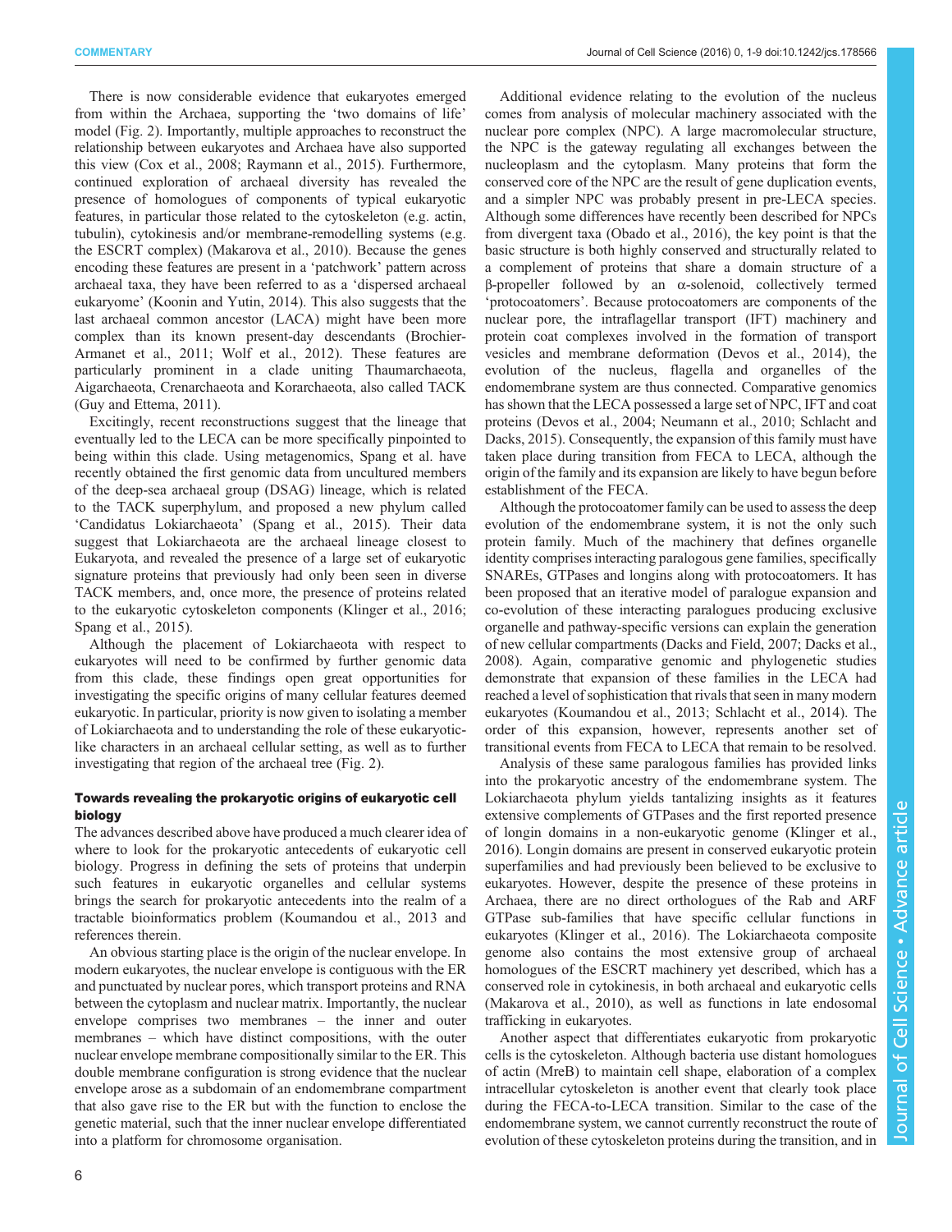There is now considerable evidence that eukaryotes emerged from within the Archaea, supporting the 'two domains of life' model (Fig. 2). Importantly, multiple approaches to reconstruct the relationship between eukaryotes and Archaea have also supported this view (Cox et al., 2008; Raymann et al., 2015). Furthermore, continued exploration of archaeal diversity has revealed the presence of homologues of components of typical eukaryotic features, in particular those related to the cytoskeleton (e.g. actin, tubulin), cytokinesis and/or membrane-remodelling systems (e.g. the ESCRT complex) (Makarova et al., 2010). Because the genes encoding these features are present in a 'patchwork' pattern across archaeal taxa, they have been referred to as a 'dispersed archaeal eukaryome' (Koonin and Yutin, 2014). This also suggests that the last archaeal common ancestor (LACA) might have been more complex than its known present-day descendants (Brochier-Armanet et al., 2011; Wolf et al., 2012). These features are particularly prominent in a clade uniting Thaumarchaeota, Aigarchaeota, Crenarchaeota and Korarchaeota, also called TACK (Guy and Ettema, 2011).

Excitingly, recent reconstructions suggest that the lineage that eventually led to the LECA can be more specifically pinpointed to being within this clade. Using metagenomics, Spang et al. have recently obtained the first genomic data from uncultured members of the deep-sea archaeal group (DSAG) lineage, which is related to the TACK superphylum, and proposed a new phylum called 'Candidatus Lokiarchaeota' (Spang et al., 2015). Their data suggest that Lokiarchaeota are the archaeal lineage closest to Eukaryota, and revealed the presence of a large set of eukaryotic signature proteins that previously had only been seen in diverse TACK members, and, once more, the presence of proteins related to the eukaryotic cytoskeleton components (Klinger et al., 2016; Spang et al., 2015).

Although the placement of Lokiarchaeota with respect to eukaryotes will need to be confirmed by further genomic data from this clade, these findings open great opportunities for investigating the specific origins of many cellular features deemed eukaryotic. In particular, priority is now given to isolating a member of Lokiarchaeota and to understanding the role of these eukaryotic-like characters in an archaeal cellular setting, as well as to further investigating that region of the archaeal tree (Fig. 2).

### Towards revealing the prokaryotic origins of eukaryotic cell biology

The advances described above have produced a much clearer idea of where to look for the prokaryotic antecedents of eukaryotic cell biology. Progress in defining the sets of proteins that underpin such features in eukaryotic organelles and cellular systems brings the search for prokaryotic antecedents into the realm of a tractable bioinformatics problem (Koumandou et al., 2013 and references therein.

An obvious starting place is the origin of the nuclear envelope. In modern eukaryotes, the nuclear envelope is contiguous with the ER and punctuated by nuclear pores, which transport proteins and RNA between the cytoplasm and nuclear matrix. Importantly, the nuclear envelope comprises two membranes – the inner and outer membranes – which have distinct compositions, with the outer nuclear envelope membrane compositionally similar to the ER. This double membrane configuration is strong evidence that the nuclear envelope arose as a subdomain of an endomembrane compartment that also gave rise to the ER but with the function to enclose the genetic material, such that the inner nuclear envelope differentiated into a platform for chromosome organisation.

Additional evidence relating to the evolution of the nucleus comes from analysis of molecular machinery associated with the nuclear pore complex (NPC). A large macromolecular structure, the NPC is the gateway regulating all exchanges between the nucleoplasm and the cytoplasm. Many proteins that form the conserved core of the NPC are the result of gene duplication events, and a simpler NPC was probably present in pre-LECA species. Although some differences have recently been described for NPCs from divergent taxa (Obado et al., 2016), the key point is that the basic structure is both highly conserved and structurally related to a complement of proteins that share a domain structure of a β-propeller followed by an α-solenoid, collectively termed 'protocoatomers'. Because protocoatomers are components of the nuclear pore, the intraflagellar transport (IFT) machinery and protein coat complexes involved in the formation of transport vesicles and membrane deformation (Devos et al., 2014), the evolution of the nucleus, flagella and organelles of the endomembrane system are thus connected. Comparative genomics has shown that the LECA possessed a large set of NPC, IFT and coat proteins (Devos et al., 2004; Neumann et al., 2010; Schlacht and Dacks, 2015). Consequently, the expansion of this family must have taken place during transition from FECA to LECA, although the origin of the family and its expansion are likely to have begun before establishment of the FECA.

Although the protocoatomer family can be used to assess the deep evolution of the endomembrane system, it is not the only such protein family. Much of the machinery that defines organelle identity comprises interacting paralogous gene families, specifically SNAREs, GTPases and longins along with protocoatomers. It has been proposed that an iterative model of paralogue expansion and co-evolution of these interacting paralogues producing exclusive organelle and pathway-specific versions can explain the generation of new cellular compartments (Dacks and Field, 2007; Dacks et al., 2008). Again, comparative genomic and phylogenetic studies demonstrate that expansion of these families in the LECA had reached a level of sophistication that rivals that seen in many modern eukaryotes (Koumandou et al., 2013; Schlacht et al., 2014). The order of this expansion, however, represents another set of transitional events from FECA to LECA that remain to be resolved.

Analysis of these same paralogous families has provided links into the prokaryotic ancestry of the endomembrane system. The Lokiarchaeota phylum yields tantalizing insights as it features extensive complements of GTPases and the first reported presence of longin domains in a non-eukaryotic genome (Klinger et al., 2016). Longin domains are present in conserved eukaryotic protein superfamilies and had previously been believed to be exclusive to eukaryotes. However, despite the presence of these proteins in Archaea, there are no direct orthologues of the Rab and ARF GTPase sub-families that have specific cellular functions in eukaryotes (Klinger et al., 2016). The Lokiarchaeota composite genome also contains the most extensive group of archaeal homologues of the ESCRT machinery yet described, which has a conserved role in cytokinesis, in both archaeal and eukaryotic cells (Makarova et al., 2010), as well as functions in late endosomal trafficking in eukaryotes.

Another aspect that differentiates eukaryotic from prokaryotic cells is the cytoskeleton. Although bacteria use distant homologues of actin (MreB) to maintain cell shape, elaboration of a complex intracellular cytoskeleton is another event that clearly took place during the FECA-to-LECA transition. Similar to the case of the endomembrane system, we cannot currently reconstruct the route of evolution of these cytoskeleton proteins during the transition, and in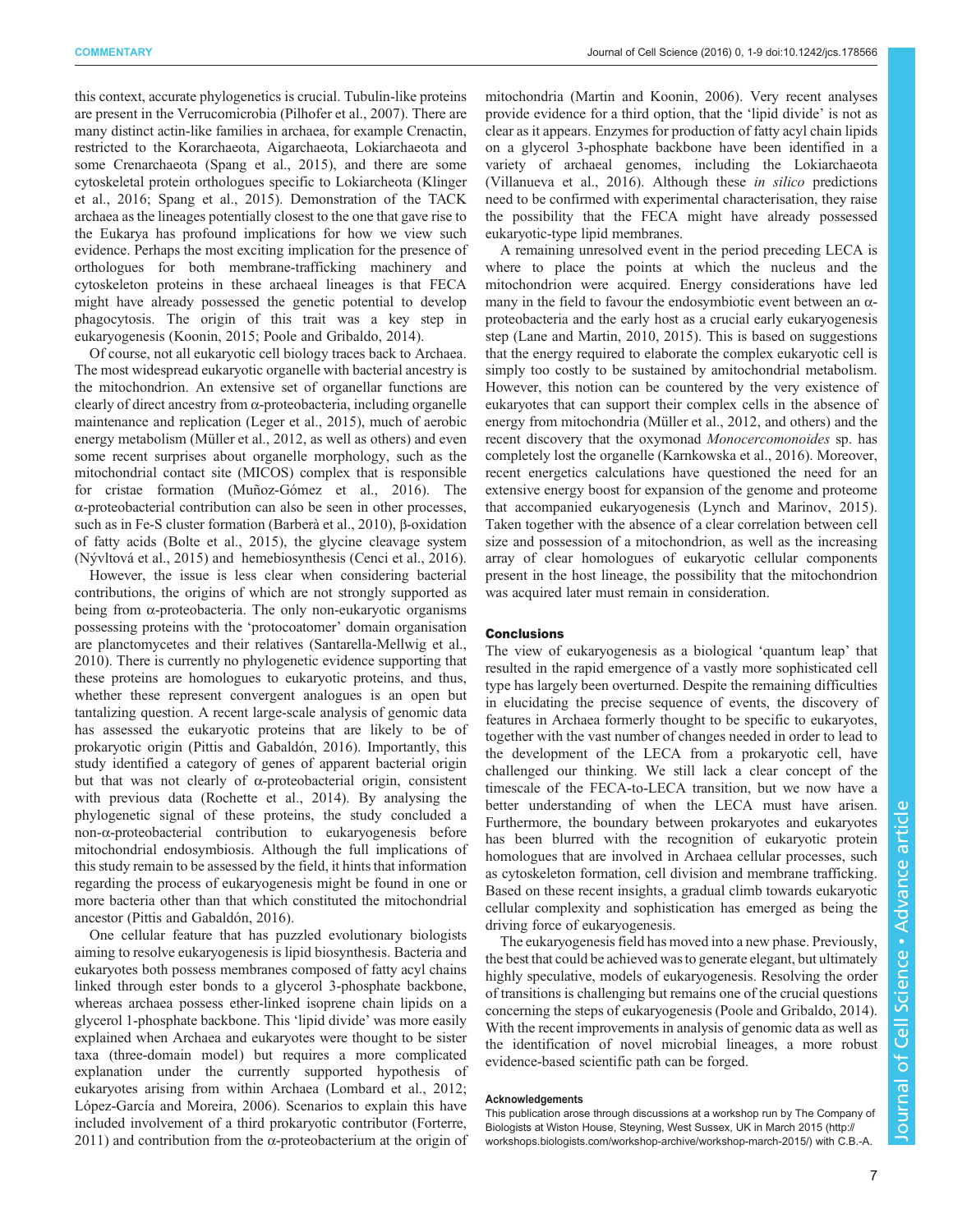this context, accurate phylogenetics is crucial. Tubulin-like proteins are present in the Verrucomicrobia (Pilhofer et al., 2007). There are many distinct actin-like families in archaea, for example Crenactin, restricted to the Korarchaeota, Aigarchaeota, Lokiarchaeota and some Crenarchaeota (Spang et al., 2015), and there are some cytoskeletal protein orthologues specific to Lokiarcheota (Klinger et al., 2016; Spang et al., 2015). Demonstration of the TACK archaea as the lineages potentially closest to the one that gave rise to the Eukarya has profound implications for how we view such evidence. Perhaps the most exciting implication for the presence of orthologues for both membrane-trafficking machinery and cytoskeleton proteins in these archaeal lineages is that FECA might have already possessed the genetic potential to develop phagocytosis. The origin of this trait was a key step in eukaryogenesis (Koonin, 2015; Poole and Gribaldo, 2014).

Of course, not all eukaryotic cell biology traces back to Archaea. The most widespread eukaryotic organelle with bacterial ancestry is the mitochondrion. An extensive set of organellar functions are clearly of direct ancestry from α-proteobacteria, including organelle maintenance and replication (Leger et al., 2015), much of aerobic energy metabolism (Müller et al., 2012, as well as others) and even some recent surprises about organelle morphology, such as the mitochondrial contact site (MICOS) complex that is responsible for cristae formation (Muñoz-Gómez et al., 2016). The α-proteobacterial contribution can also be seen in other processes, such as in Fe-S cluster formation (Barberà et al., 2010), β-oxidation of fatty acids (Bolte et al., 2015), the glycine cleavage system (Nývltová et al., 2015) and hemebiosynthesis (Cenci et al., 2016).

However, the issue is less clear when considering bacterial contributions, the origins of which are not strongly supported as being from α-proteobacteria. The only non-eukaryotic organisms possessing proteins with the 'protocoatomer' domain organisation are planctomycetes and their relatives (Santarella-Mellwig et al., 2010). There is currently no phylogenetic evidence supporting that these proteins are homologues to eukaryotic proteins, and thus, whether these represent convergent analogues is an open but tantalizing question. A recent large-scale analysis of genomic data has assessed the eukaryotic proteins that are likely to be of prokaryotic origin (Pittis and Gabaldón, 2016). Importantly, this study identified a category of genes of apparent bacterial origin but that was not clearly of α-proteobacterial origin, consistent with previous data (Rochette et al., 2014). By analysing the phylogenetic signal of these proteins, the study concluded a non-α-proteobacterial contribution to eukaryogenesis before mitochondrial endosymbiosis. Although the full implications of this study remain to be assessed by the field, it hints that information regarding the process of eukaryogenesis might be found in one or more bacteria other than that which constituted the mitochondrial ancestor (Pittis and Gabaldón, 2016).

One cellular feature that has puzzled evolutionary biologists aiming to resolve eukaryogenesis is lipid biosynthesis. Bacteria and eukaryotes both possess membranes composed of fatty acyl chains linked through ester bonds to a glycerol 3-phosphate backbone, whereas archaea possess ether-linked isoprene chain lipids on a glycerol 1-phosphate backbone. This 'lipid divide' was more easily explained when Archaea and eukaryotes were thought to be sister taxa (three-domain model) but requires a more complicated explanation under the currently supported hypothesis of eukaryotes arising from within Archaea (Lombard et al., 2012; López-García and Moreira, 2006). Scenarios to explain this have included involvement of a third prokaryotic contributor (Forterre, 2011) and contribution from the α-proteobacterium at the origin of mitochondria (Martin and Koonin, 2006). Very recent analyses provide evidence for a third option, that the 'lipid divide' is not as clear as it appears. Enzymes for production of fatty acyl chain lipids on a glycerol 3-phosphate backbone have been identified in a variety of archaeal genomes, including the Lokiarchaeota (Villanueva et al., 2016). Although these *in silico* predictions need to be confirmed with experimental characterisation, they raise the possibility that the FECA might have already possessed eukaryotic-type lipid membranes.

A remaining unresolved event in the period preceding LECA is where to place the points at which the nucleus and the mitochondrion were acquired. Energy considerations have led many in the field to favour the endosymbiotic event between an α-proteobacteria and the early host as a crucial early eukaryogenesis step (Lane and Martin, 2010, 2015). This is based on suggestions that the energy required to elaborate the complex eukaryotic cell is simply too costly to be sustained by amitochondrial metabolism. However, this notion can be countered by the very existence of eukaryotes that can support their complex cells in the absence of energy from mitochondria (Müller et al., 2012, and others) and the recent discovery that the oxymonad *Monocercomonoides* sp. has completely lost the organelle (Karnkowska et al., 2016). Moreover, recent energetics calculations have questioned the need for an extensive energy boost for expansion of the genome and proteome that accompanied eukaryogenesis (Lynch and Marinov, 2015). Taken together with the absence of a clear correlation between cell size and possession of a mitochondrion, as well as the increasing array of clear homologues of eukaryotic cellular components present in the host lineage, the possibility that the mitochondrion was acquired later must remain in consideration.

## Conclusions

The view of eukaryogenesis as a biological 'quantum leap' that resulted in the rapid emergence of a vastly more sophisticated cell type has largely been overturned. Despite the remaining difficulties in elucidating the precise sequence of events, the discovery of features in Archaea formerly thought to be specific to eukaryotes, together with the vast number of changes needed in order to lead to the development of the LECA from a prokaryotic cell, have challenged our thinking. We still lack a clear concept of the timescale of the FECA-to-LECA transition, but we now have a better understanding of when the LECA must have arisen. Furthermore, the boundary between prokaryotes and eukaryotes has been blurred with the recognition of eukaryotic protein homologues that are involved in Archaea cellular processes, such as cytoskeleton formation, cell division and membrane trafficking. Based on these recent insights, a gradual climb towards eukaryotic cellular complexity and sophistication has emerged as being the driving force of eukaryogenesis.

The eukaryogenesis field has moved into a new phase. Previously, the best that could be achieved was to generate elegant, but ultimately highly speculative, models of eukaryogenesis. Resolving the order of transitions is challenging but remains one of the crucial questions concerning the steps of eukaryogenesis (Poole and Gribaldo, 2014). With the recent improvements in analysis of genomic data as well as the identification of novel microbial lineages, a more robust evidence-based scientific path can be forged.

#### Acknowledgements

This publication arose through discussions at a workshop run by The Company of Biologists at Wiston House, Steyning, West Sussex, UK in March 2015 (http://workshops.biologists.com/workshop-archive/workshop-march-2015/) with C.B.-A.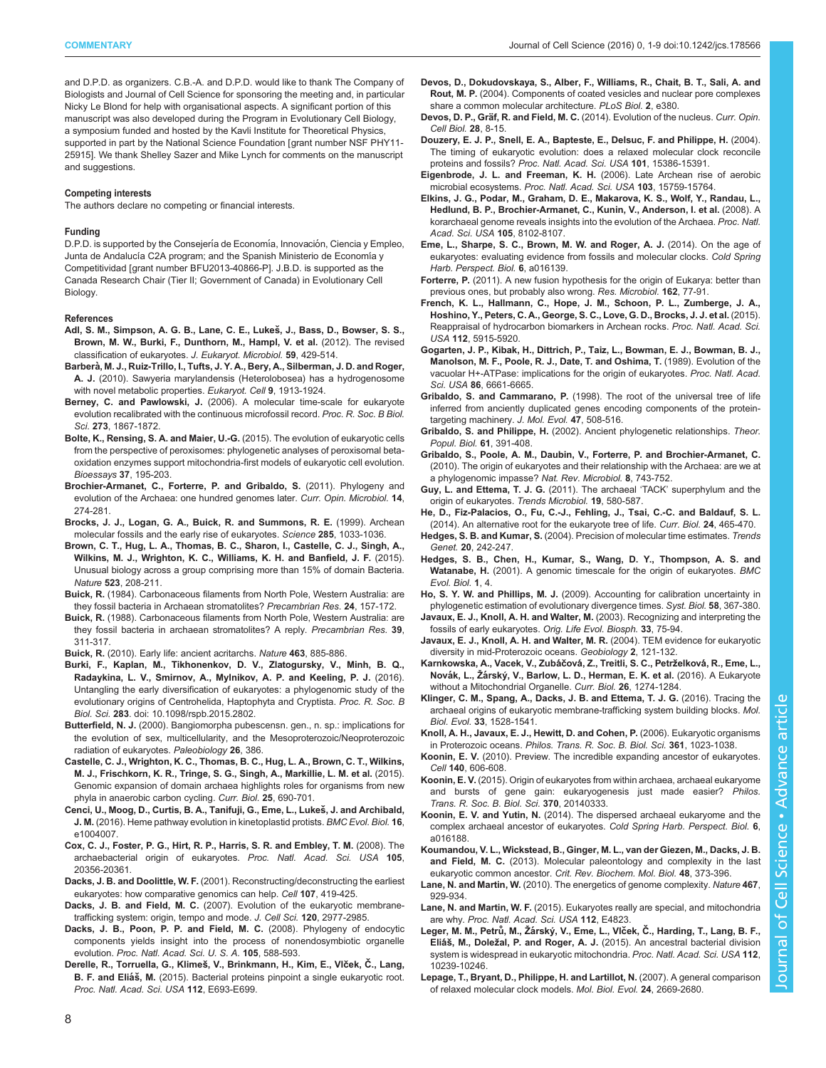and D.P.D. as organizers. C.B.-A. and D.P.D. would like to thank The Company of Biologists and Journal of Cell Science for sponsoring the meeting and, in particular Nicky Le Blond for help with organisational aspects. A significant portion of this manuscript was also developed during the Program in Evolutionary Cell Biology, a symposium funded and hosted by the Kavli Institute for Theoretical Physics, supported in part by the National Science Foundation [grant number NSF PHY11-25915]. We thank Shelley Sazer and Mike Lynch for comments on the manuscript and suggestions.

#### Competing interests

The authors declare no competing or financial interests.

#### Funding

D.P.D. is supported by the Consejería de Economía, Innovación, Ciencia y Empleo, Junta de Andalucía C2A program; and the Spanish Ministerio de Economía y Competitividad [grant number BFU2013-40866-P]. J.B.D. is supported as the Canada Research Chair (Tier II; Government of Canada) in Evolutionary Cell Biology.

#### References

**Adl, S. M., Simpson, A. G. B., Lane, C. E., Lukeš, J., Bass, D., Bowser, S. S., Brown, M. W., Burki, F., Dunthorn, M., Hampl, V. et al.** (2012). The revised classification of eukaryotes. *J. Eukaryot. Microbiol.* **59**, 429-514.

**Barberà, M. J., Ruiz-Trillo, I., Tufts, J. Y. A., Bery, A., Silberman, J. D. and Roger, A. J.** (2010). Sawyeria marylandensis (Heterolobosea) has a hydrogenosome with novel metabolic properties. *Eukaryot. Cell* **9**, 1913-1924.

**Berney, C. and Pawlowski, J.** (2006). A molecular time-scale for eukaryote evolution recalibrated with the continuous microfossil record. *Proc. R. Soc. B Biol. Sci.* **273**, 1867-1872.

**Bolte, K., Rensing, S. A. and Maier, U.-G.** (2015). The evolution of eukaryotic cells from the perspective of peroxisomes: phylogenetic analyses of peroxisomal beta-oxidation enzymes support mitochondria-first models of eukaryotic cell evolution. *Bioessays* **37**, 195-203.

**Brochier-Armanet, C., Forterre, P. and Gribaldo, S.** (2011). Phylogeny and evolution of the Archaea: one hundred genomes later. *Curr. Opin. Microbiol.* **14**, 274-281.

**Brocks, J. J., Logan, G. A., Buick, R. and Summons, R. E.** (1999). Archean molecular fossils and the early rise of eukaryotes. *Science* **285**, 1033-1036.

**Brown, C. T., Hug, L. A., Thomas, B. C., Sharon, I., Castelle, C. J., Singh, A., Wilkins, M. J., Wrighton, K. C., Williams, K. H. and Banfield, J. F.** (2015). Unusual biology across a group comprising more than 15% of domain Bacteria. *Nature* **523**, 208-211.

**Buick, R.** (1984). Carbonaceous filaments from North Pole, Western Australia: are they fossil bacteria in Archaean stromatolites? *Precambrian Res.* **24**, 157-172.

**Buick, R.** (1988). Carbonaceous filaments from North Pole, Western Australia: are they fossil bacteria in archaean stromatolites? A reply. *Precambrian Res.* **39**, 311-317.

**Buick, R.** (2010). Early life: ancient acritarchs. *Nature* **463**, 885-886.

**Burki, F., Kaplan, M., Tikhonenkov, D. V., Zlatogursky, V., Minh, B. Q., Radaykina, L. V., Smirnov, A., Mylnikov, A. P. and Keeling, P. J.** (2016). Untangling the early diversification of eukaryotes: a phylogenomic study of the evolutionary origins of Centrohelida, Haptophyta and Cryptista. *Proc. R. Soc. B Biol. Sci.* **283**. doi: 10.1098/rspb.2015.2802.

**Butterfield, N. J.** (2000). Bangiomorpha pubescensn. gen., n. sp.: implications for the evolution of sex, multicellularity, and the Mesoproterozoic/Neoproterozoic radiation of eukaryotes. *Paleobiology* **26**, 386.

**Castelle, C. J., Wrighton, K. C., Thomas, B. C., Hug, L. A., Brown, C. T., Wilkins, M. J., Frischkorn, K. R., Tringe, S. G., Singh, A., Markillie, L. M. et al.** (2015). Genomic expansion of domain archaea highlights roles for organisms from new phyla in anaerobic carbon cycling. *Curr. Biol.* **25**, 690-701.

**Cenci, U., Moog, D., Curtis, B. A., Tanifuji, G., Eme, L., Lukeš, J. and Archibald, J. M.** (2016). Heme pathway evolution in kinetoplastid protists. *BMC Evol. Biol.* **16**, e1004007.

**Cox, C. J., Foster, P. G., Hirt, R. P., Harris, S. R. and Embley, T. M.** (2008). The archaebacterial origin of eukaryotes. *Proc. Natl. Acad. Sci. USA* **105**, 20356-20361.

**Dacks, J. B. and Doolittle, W. F.** (2001). Reconstructing/deconstructing the earliest eukaryotes: how comparative genomics can help. *Cell* **107**, 419-425.

**Dacks, J. B. and Field, M. C.** (2007). Evolution of the eukaryotic membrane-trafficking system: origin, tempo and mode. *J. Cell Sci.* **120**, 2977-2985.

**Dacks, J. B., Poon, P. P. and Field, M. C.** (2008). Phylogeny of endocytic components yields insight into the process of nonendosymbiotic organelle evolution. *Proc. Natl. Acad. Sci. U. S. A.* **105**, 588-593.

**Derelle, R., Torruella, G., Klimeš, V., Brinkmann, H., Kim, E., Vlček, Č., Lang, B. F. and Eliáš, M.** (2015). Bacterial proteins pinpoint a single eukaryotic root. *Proc. Natl. Acad. Sci. USA* **112**, E693-E699.

**Devos, D., Dokudovskaya, S., Alber, F., Williams, R., Chait, B. T., Sali, A. and Rout, M. P.** (2004). Components of coated vesicles and nuclear pore complexes share a common molecular architecture. *PLoS Biol.* **2**, e380.

**Devos, D. P., Gräf, R. and Field, M. C.** (2014). Evolution of the nucleus. *Curr. Opin. Cell Biol.* **28**, 8-15.

**Douzery, E. J. P., Snell, E. A., Bapteste, E., Delsuc, F. and Philippe, H.** (2004). The timing of eukaryotic evolution: does a relaxed molecular clock reconcile proteins and fossils? *Proc. Natl. Acad. Sci. USA* **101**, 15386-15391.

**Eigenbrode, J. L. and Freeman, K. H.** (2006). Late Archean rise of aerobic microbial ecosystems. *Proc. Natl. Acad. Sci. USA* **103**, 15759-15764.

**Elkins, J. G., Podar, M., Graham, D. E., Makarova, K. S., Wolf, Y., Randau, L., Hedlund, B. P., Brochier-Armanet, C., Kunin, V., Anderson, I. et al.** (2008). A korarchaeal genome reveals insights into the evolution of the Archaea. *Proc. Natl. Acad. Sci. USA* **105**, 8102-8107.

**Eme, L., Sharpe, S. C., Brown, M. W. and Roger, A. J.** (2014). On the age of eukaryotes: evaluating evidence from fossils and molecular clocks. *Cold Spring Harb. Perspect. Biol.* **6**, a016139.

**Forterre, P.** (2011). A new fusion hypothesis for the origin of Eukarya: better than previous ones, but probably also wrong. *Res. Microbiol.* **162**, 77-91.

**French, K. L., Hallmann, C., Hope, J. M., Schoon, P. L., Zumberge, J. A., Hoshino, Y., Peters, C. A., George, S. C., Love, G. D., Brocks, J. J. et al.** (2015). Reappraisal of hydrocarbon biomarkers in Archean rocks. *Proc. Natl. Acad. Sci. USA* **112**, 5915-5920.

**Gogarten, J. P., Kibak, H., Dittrich, P., Taiz, L., Bowman, E. J., Bowman, B. J., Manolson, M. F., Poole, R. J., Date, T. and Oshima, T.** (1989). Evolution of the vacuolar H+-ATPase: implications for the origin of eukaryotes. *Proc. Natl. Acad. Sci. USA* **86**, 6661-6665.

**Gribaldo, S. and Cammarano, P.** (1998). The root of the universal tree of life inferred from anciently duplicated genes encoding components of the protein-targeting machinery. *J. Mol. Evol.* **47**, 508-516.

**Gribaldo, S. and Philippe, H.** (2002). Ancient phylogenetic relationships. *Theor. Popul. Biol.* **61**, 391-408.

**Gribaldo, S., Poole, A. M., Daubin, V., Forterre, P. and Brochier-Armanet, C.** (2010). The origin of eukaryotes and their relationship with the Archaea: are we at a phylogenomic impasse? *Nat. Rev. Microbiol.* **8**, 743-752.

**Guy, L. and Ettema, T. J. G.** (2011). The archaeal 'TACK' superphylum and the origin of eukaryotes. *Trends Microbiol.* **19**, 580-587.

**He, D., Fiz-Palacios, O., Fu, C.-J., Fehling, J., Tsai, C.-C. and Baldauf, S. L.** (2014). An alternative root for the eukaryote tree of life. *Curr. Biol.* **24**, 465-470.

**Hedges, S. B. and Kumar, S.** (2004). Precision of molecular time estimates. *Trends Genet.* **20**, 242-247.

**Hedges, S. B., Chen, H., Kumar, S., Wang, D. Y., Thompson, A. S. and Watanabe, H.** (2001). A genomic timescale for the origin of eukaryotes. *BMC Evol. Biol.* **1**, 4.

**Ho, S. Y. W. and Phillips, M. J.** (2009). Accounting for calibration uncertainty in phylogenetic estimation of evolutionary divergence times. *Syst. Biol.* **58**, 367-380.

**Javaux, E. J., Knoll, A. H. and Walter, M.** (2003). Recognizing and interpreting the fossils of early eukaryotes. *Orig. Life Evol. Biosph.* **33**, 75-94.

**Javaux, E. J., Knoll, A. H. and Walter, M. R.** (2004). TEM evidence for eukaryotic diversity in mid-Proterozoic oceans. *Geobiology* **2**, 121-132.

**Karnkowska, A., Vacek, V., Zubáčová, Z., Treitli, S. C., Petrželková, R., Eme, L., Novák, L., Žárský, V., Barlow, L. D., Herman, E. K. et al.** (2016). A Eukaryote without a Mitochondrial Organelle. *Curr. Biol.* **26**, 1274-1284.

**Klinger, C. M., Spang, A., Dacks, J. B. and Ettema, T. J. G.** (2016). Tracing the archaeal origins of eukaryotic membrane-trafficking system building blocks. *Mol. Biol. Evol.* **33**, 1528-1541.

**Knoll, A. H., Javaux, E. J., Hewitt, D. and Cohen, P.** (2006). Eukaryotic organisms in Proterozoic oceans. *Philos. Trans. R. Soc. B. Biol. Sci.* **361**, 1023-1038.

**Koonin, E. V.** (2010). Preview. The incredible expanding ancestor of eukaryotes. *Cell* **140**, 606-608.

**Koonin, E. V.** (2015). Origin of eukaryotes from within archaea, archaeal eukaryome and bursts of gene gain: eukaryogenesis just made easier? *Philos. Trans. R. Soc. B. Biol. Sci.* **370**, 20140333.

**Koonin, E. V. and Yutin, N.** (2014). The dispersed archaeal eukaryome and the complex archaeal ancestor of eukaryotes. *Cold Spring Harb. Perspect. Biol.* **6**, a016188.

**Koumandou, V. L., Wickstead, B., Ginger, M. L., van der Giezen, M., Dacks, J. B. and Field, M. C.** (2013). Molecular paleontology and complexity in the last eukaryotic common ancestor. *Crit. Rev. Biochem. Mol. Biol.* **48**, 373-396.

**Lane, N. and Martin, W.** (2010). The energetics of genome complexity. *Nature* **467**, 929-934.

**Lane, N. and Martin, W. F.** (2015). Eukaryotes really are special, and mitochondria are why. *Proc. Natl. Acad. Sci. USA* **112**, E4823.

**Leger, M. M., Petrů, M., Žárský, V., Eme, L., Vlček, Č., Harding, T., Lang, B. F., Eliáš, M., Doležal, P. and Roger, A. J.** (2015). An ancestral bacterial division system is widespread in eukaryotic mitochondria. *Proc. Natl. Acad. Sci. USA* **112**, 10239-10246.

**Lepage, T., Bryant, D., Philippe, H. and Lartillot, N.** (2007). A general comparison of relaxed molecular clock models. *Mol. Biol. Evol.* **24**, 2669-2680.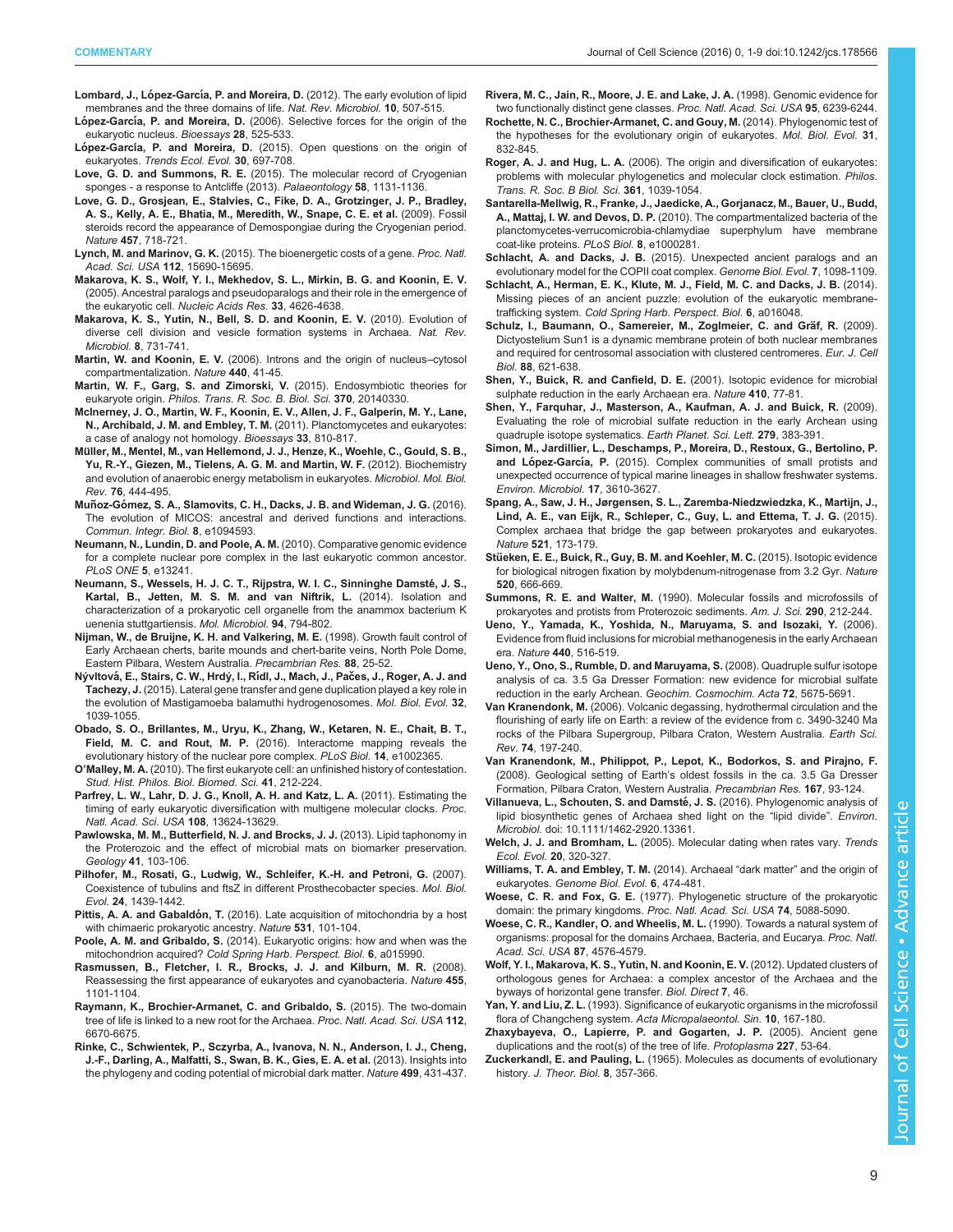**Lombard, J., López-García, P. and Moreira, D.** (2012). The early evolution of lipid membranes and the three domains of life. *Nat. Rev. Microbiol.* **10**, 507-515.

**López-García, P. and Moreira, D.** (2006). Selective forces for the origin of the eukaryotic nucleus. *Bioessays* **28**, 525-533.

**López-García, P. and Moreira, D.** (2015). Open questions on the origin of eukaryotes. *Trends Ecol. Evol.* **30**, 697-708.

**Love, G. D. and Summons, R. E.** (2015). The molecular record of Cryogenian sponges - a response to Antcliffe (2013). *Palaeontology* **58**, 1131-1136.

**Love, G. D., Grosjean, E., Stalvies, C., Fike, D. A., Grotzinger, J. P., Bradley, A. S., Kelly, A. E., Bhatia, M., Meredith, W., Snape, C. E. et al.** (2009). Fossil steroids record the appearance of Demospongiae during the Cryogenian period. *Nature* **457**, 718-721.

**Lynch, M. and Marinov, G. K.** (2015). The bioenergetic costs of a gene. *Proc. Natl. Acad. Sci. USA* **112**, 15690-15695.

**Makarova, K. S., Wolf, Y. I., Mekhedov, S. L., Mirkin, B. G. and Koonin, E. V.** (2005). Ancestral paralogs and pseudoparalogs and their role in the emergence of the eukaryotic cell. *Nucleic Acids Res.* **33**, 4626-4638.

**Makarova, K. S., Yutin, N., Bell, S. D. and Koonin, E. V.** (2010). Evolution of diverse cell division and vesicle formation systems in Archaea. *Nat. Rev. Microbiol.* **8**, 731-741.

**Martin, W. and Koonin, E. V.** (2006). Introns and the origin of nucleus–cytosol compartmentalization. *Nature* **440**, 41-45.

**Martin, W. F., Garg, S. and Zimorski, V.** (2015). Endosymbiotic theories for eukaryote origin. *Philos. Trans. R. Soc. B. Biol. Sci.* **370**, 20140330.

**McInerney, J. O., Martin, W. F., Koonin, E. V., Allen, J. F., Galperin, M. Y., Lane, N., Archibald, J. M. and Embley, T. M.** (2011). Planctomycetes and eukaryotes: a case of analogy not homology. *Bioessays* **33**, 810-817.

**Müller, M., Mentel, M., van Hellemond, J. J., Henze, K., Woehle, C., Gould, S. B., Yu, R.-Y., Giezen, M., Tielens, A. G. M. and Martin, W. F.** (2012). Biochemistry and evolution of anaerobic energy metabolism in eukaryotes. *Microbiol. Mol. Biol. Rev.* **76**, 444-495.

**Muñoz-Gómez, S. A., Slamovits, C. H., Dacks, J. B. and Wideman, J. G.** (2016). The evolution of MICOS: ancestral and derived functions and interactions. *Commun. Integr. Biol.* **8**, e1094593.

**Neumann, N., Lundin, D. and Poole, A. M.** (2010). Comparative genomic evidence for a complete nuclear pore complex in the last eukaryotic common ancestor. *PLoS ONE* **5**, e13241.

**Neumann, S., Wessels, H. J. C. T., Rijpstra, W. I. C., Sinninghe Damsté, J. S., Kartal, B., Jetten, M. S. M. and van Niftrik, L.** (2014). Isolation and characterization of a prokaryotic cell organelle from the anammox bacterium K uenenia stuttgartiensis. *Mol. Microbiol.* **94**, 794-802.

**Nijman, W., de Bruijne, K. H. and Valkering, M. E.** (1998). Growth fault control of Early Archaean cherts, barite mounds and chert-barite veins, North Pole Dome, Eastern Pilbara, Western Australia. *Precambrian Res.* **88**, 25-52.

**Nývltová, E., Stairs, C. W., Hrdý, I., Rídl, J., Mach, J., Pačes, J., Roger, A. J. and Tachezy, J.** (2015). Lateral gene transfer and gene duplication played a key role in the evolution of Mastigamoeba balamuthi hydrogenosomes. *Mol. Biol. Evol.* **32**, 1039-1055.

**Obado, S. O., Brillantes, M., Uryu, K., Zhang, W., Ketaren, N. E., Chait, B. T., Field, M. C. and Rout, M. P.** (2016). Interactome mapping reveals the evolutionary history of the nuclear pore complex. *PLoS Biol.* **14**, e1002365.

**O'Malley, M. A.** (2010). The first eukaryote cell: an unfinished history of contestation. *Stud. Hist. Philos. Biol. Biomed. Sci.* **41**, 212-224.

**Parfrey, L. W., Lahr, D. J. G., Knoll, A. H. and Katz, L. A.** (2011). Estimating the timing of early eukaryotic diversification with multigene molecular clocks. *Proc. Natl. Acad. Sci. USA* **108**, 13624-13629.

**Pawlowska, M. M., Butterfield, N. J. and Brocks, J. J.** (2013). Lipid taphonomy in the Proterozoic and the effect of microbial mats on biomarker preservation. *Geology* **41**, 103-106.

**Pilhofer, M., Rosati, G., Ludwig, W., Schleifer, K.-H. and Petroni, G.** (2007). Coexistence of tubulins and ftsZ in different Prosthecobacter species. *Mol. Biol. Evol.* **24**, 1439-1442.

**Pittis, A. A. and Gabaldón, T.** (2016). Late acquisition of mitochondria by a host with chimaeric prokaryotic ancestry. *Nature* **531**, 101-104.

**Poole, A. M. and Gribaldo, S.** (2014). Eukaryotic origins: how and when was the mitochondrion acquired? *Cold Spring Harb. Perspect. Biol.* **6**, a015990.

**Rasmussen, B., Fletcher, I. R., Brocks, J. J. and Kilburn, M. R.** (2008). Reassessing the first appearance of eukaryotes and cyanobacteria. *Nature* **455**, 1101-1104.

**Raymann, K., Brochier-Armanet, C. and Gribaldo, S.** (2015). The two-domain tree of life is linked to a new root for the Archaea. *Proc. Natl. Acad. Sci. USA* **112**, 6670-6675.

**Rinke, C., Schwientek, P., Sczyrba, A., Ivanova, N. N., Anderson, I. J., Cheng, J.-F., Darling, A., Malfatti, S., Swan, B. K., Gies, E. A. et al.** (2013). Insights into the phylogeny and coding potential of microbial dark matter. *Nature* **499**, 431-437.

**Rivera, M. C., Jain, R., Moore, J. E. and Lake, J. A.** (1998). Genomic evidence for two functionally distinct gene classes. *Proc. Natl. Acad. Sci. USA* **95**, 6239-6244.

**Rochette, N. C., Brochier-Armanet, C. and Gouy, M.** (2014). Phylogenomic test of the hypotheses for the evolutionary origin of eukaryotes. *Mol. Biol. Evol.* **31**, 832-845.

**Roger, A. J. and Hug, L. A.** (2006). The origin and diversification of eukaryotes: problems with molecular phylogenetics and molecular clock estimation. *Philos. Trans. R. Soc. B Biol. Sci.* **361**, 1039-1054.

**Santarella-Mellwig, R., Franke, J., Jaedicke, A., Gorjanacz, M., Bauer, U., Budd, A., Mattaj, I. W. and Devos, D. P.** (2010). The compartmentalized bacteria of the planctomycetes-verrucomicrobia-chlamydiae superphylum have membrane coat-like proteins. *PLoS Biol.* **8**, e1000281.

**Schlacht, A. and Dacks, J. B.** (2015). Unexpected ancient paralogs and an evolutionary model for the COPII coat complex. *Genome Biol. Evol.* **7**, 1098-1109.

**Schlacht, A., Herman, E. K., Klute, M. J., Field, M. C. and Dacks, J. B.** (2014). Missing pieces of an ancient puzzle: evolution of the eukaryotic membrane-trafficking system. *Cold Spring Harb. Perspect. Biol.* **6**, a016048.

**Schulz, I., Baumann, O., Samereier, M., Zoglmeier, C. and Gräf, R.** (2009). Dictyostelium Sun1 is a dynamic membrane protein of both nuclear membranes and required for centrosomal association with clustered centromeres. *Eur. J. Cell Biol.* **88**, 621-638.

**Shen, Y., Buick, R. and Canfield, D. E.** (2001). Isotopic evidence for microbial sulphate reduction in the early Archaean era. *Nature* **410**, 77-81.

**Shen, Y., Farquhar, J., Masterson, A., Kaufman, A. J. and Buick, R.** (2009). Evaluating the role of microbial sulfate reduction in the early Archean using quadruple isotope systematics. *Earth Planet. Sci. Lett.* **279**, 383-391.

**Simon, M., Jardillier, L., Deschamps, P., Moreira, D., Restoux, G., Bertolino, P. and López-García, P.** (2015). Complex communities of small protists and unexpected occurrence of typical marine lineages in shallow freshwater systems. *Environ. Microbiol.* **17**, 3610-3627.

**Spang, A., Saw, J. H., Jørgensen, S. L., Zaremba-Niedzwiedzka, K., Martijn, J., Lind, A. E., van Eijk, R., Schleper, C., Guy, L. and Ettema, T. J. G.** (2015). Complex archaea that bridge the gap between prokaryotes and eukaryotes. *Nature* **521**, 173-179.

**Stüeken, E. E., Buick, R., Guy, B. M. and Koehler, M. C.** (2015). Isotopic evidence for biological nitrogen fixation by molybdenum-nitrogenase from 3.2 Gyr. *Nature* **520**, 666-669.

**Summons, R. E. and Walter, M.** (1990). Molecular fossils and microfossils of prokaryotes and protists from Proterozoic sediments. *Am. J. Sci.* **290**, 212-244.

**Ueno, Y., Yamada, K., Yoshida, N., Maruyama, S. and Isozaki, Y.** (2006). Evidence from fluid inclusions for microbial methanogenesis in the early Archaean era. *Nature* **440**, 516-519.

**Ueno, Y., Ono, S., Rumble, D. and Maruyama, S.** (2008). Quadruple sulfur isotope analysis of ca. 3.5 Ga Dresser Formation: new evidence for microbial sulfate reduction in the early Archean. *Geochim. Cosmochim. Acta* **72**, 5675-5691.

**Van Kranendonk, M.** (2006). Volcanic degassing, hydrothermal circulation and the flourishing of early life on Earth: a review of the evidence from c. 3490-3240 Ma rocks of the Pilbara Supergroup, Pilbara Craton, Western Australia. *Earth Sci. Rev.* **74**, 197-240.

**Van Kranendonk, M., Philippot, P., Lepot, K., Bodorkos, S. and Pirajno, F.** (2008). Geological setting of Earth's oldest fossils in the ca. 3.5 Ga Dresser Formation, Pilbara Craton, Western Australia. *Precambrian Res.* **167**, 93-124.

**Villanueva, L., Schouten, S. and Damsté, J. S.** (2016). Phylogenomic analysis of lipid biosynthetic genes of Archaea shed light on the "lipid divide". *Environ. Microbiol.* doi: 10.1111/1462-2920.13361.

**Welch, J. J. and Bromham, L.** (2005). Molecular dating when rates vary. *Trends Ecol. Evol.* **20**, 320-327.

**Williams, T. A. and Embley, T. M.** (2014). Archaeal "dark matter" and the origin of eukaryotes. *Genome Biol. Evol.* **6**, 474-481.

**Woese, C. R. and Fox, G. E.** (1977). Phylogenetic structure of the prokaryotic domain: the primary kingdoms. *Proc. Natl. Acad. Sci. USA* **74**, 5088-5090.

**Woese, C. R., Kandler, O. and Wheelis, M. L.** (1990). Towards a natural system of organisms: proposal for the domains Archaea, Bacteria, and Eucarya. *Proc. Natl. Acad. Sci. USA* **87**, 4576-4579.

**Wolf, Y. I., Makarova, K. S., Yutin, N. and Koonin, E. V.** (2012). Updated clusters of orthologous genes for Archaea: a complex ancestor of the Archaea and the byways of horizontal gene transfer. *Biol. Direct* **7**, 46.

**Yan, Y. and Liu, Z. L.** (1993). Significance of eukaryotic organisms in the microfossil flora of Changcheng system. *Acta Micropalaeontol. Sin.* **10**, 167-180.

**Zhaxybayeva, O., Lapierre, P. and Gogarten, J. P.** (2005). Ancient gene duplications and the root(s) of the tree of life. *Protoplasma* **227**, 53-64.

**Zuckerkandl, E. and Pauling, L.** (1965). Molecules as documents of evolutionary history. *J. Theor. Biol.* **8**, 357-366.